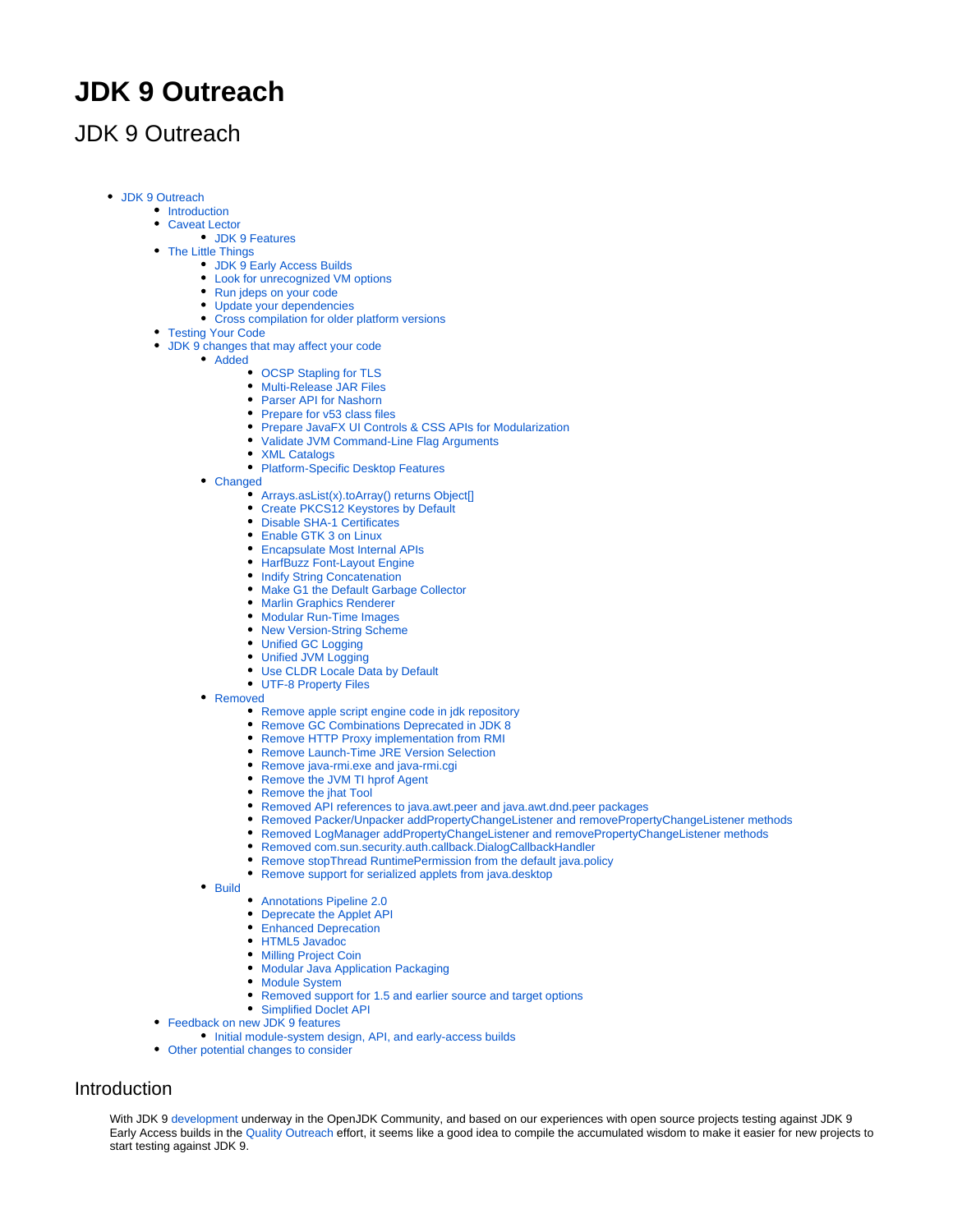# JDK 9 Outreach

## JDK 9 Outreach

- JDK 9 Outreach
  - Introduction
  - Caveat Lector
    - JDK 9 Features
  - The Little Things
    - JDK 9 Early Access Builds
    - Look for unrecognized VM options
    - Run jdeps on your code
    - Update your dependencies
    - Cross compilation for older platform versions
  - Testing Your Code
  - JDK 9 changes that may affect your code
    - Added
      - OCSP Stapling for TLS
      - Multi-Release JAR Files
      - Parser API for Nashorn
      - Prepare for v53 class files
      - Prepare JavaFX UI Controls & CSS APIs for Modularization
      - Validate JVM Command-Line Flag Arguments
      - XML Catalogs
      - Platform-Specific Desktop Features
    - Changed
      - Arrays.asList(x).toArray() returns Object[]
      - Create PKCS12 Keystores by Default
      - Disable SHA-1 Certificates
      - Enable GTK 3 on Linux
      - Encapsulate Most Internal APIs
      - HarfBuzz Font-Layout Engine
      - Indify String Concatenation
      - Make G1 the Default Garbage Collector
      - Marlin Graphics Renderer
      - Modular Run-Time Images
      - New Version-String Scheme
      - Unified GC Logging
      - Unified JVM Logging
      - Use CLDR Locale Data by Default
      - UTF-8 Property Files
    - Removed
      - Remove apple script engine code in jdk repository
      - Remove GC Combinations Deprecated in JDK 8
      - Remove HTTP Proxy implementation from RMI
      - Remove Launch-Time JRE Version Selection
      - Remove java-rmi.exe and java-rmi.cgi
      - Remove the JVM TI hprof Agent
      - Remove the jhat Tool
      - Removed API references to java.awt.peer and java.awt.dnd.peer packages
      - Removed Packer/Unpacker addPropertyChangeListener and removePropertyChangeListener methods
      - Removed LogManager addPropertyChangeListener and removePropertyChangeListener methods
      - Removed com.sun.security.auth.callback.DialogCallbackHandler
      - Remove stopThread RuntimePermission from the default java.policy
      - Remove support for serialized applets from java.desktop
    - Build
      - Annotations Pipeline 2.0
      - Deprecate the Applet API
      - Enhanced Deprecation
      - HTML5 Javadoc
      - Milling Project Coin
      - Modular Java Application Packaging
      - Module System
      - Removed support for 1.5 and earlier source and target options
      - Simplified Doclet API
  - Feedback on new JDK 9 features
    - Initial module-system design, API, and early-access builds
  - Other potential changes to consider

## Introduction

With JDK 9 development underway in the OpenJDK Community, and based on our experiences with open source projects testing against JDK 9 Early Access builds in the Quality Outreach effort, it seems like a good idea to compile the accumulated wisdom to make it easier for new projects to start testing against JDK 9.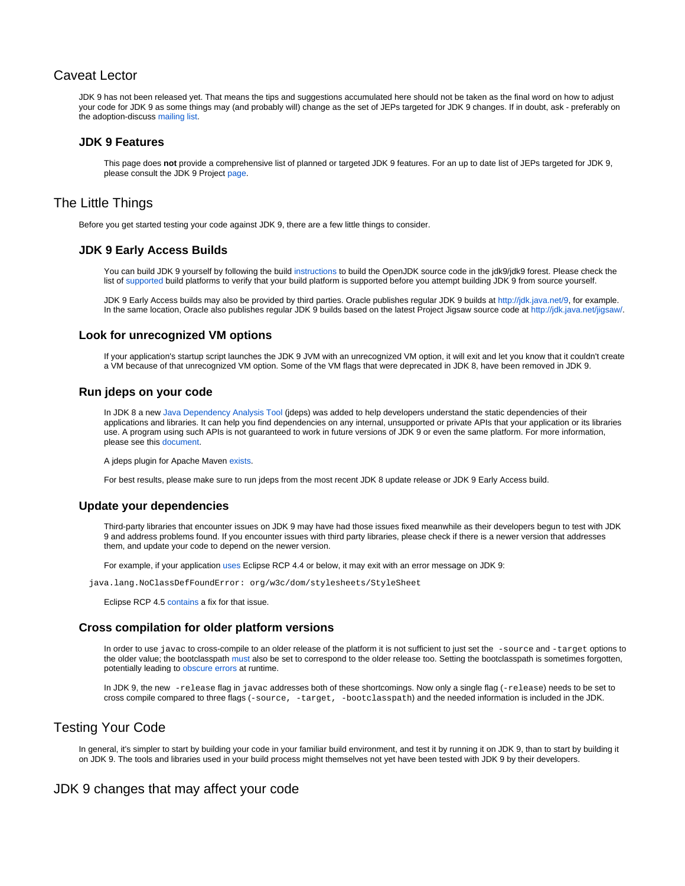## Caveat Lector

JDK 9 has not been released yet. That means the tips and suggestions accumulated here should not be taken as the final word on how to adjust your code for JDK 9 as some things may (and probably will) change as the set of JEPs targeted for JDK 9 changes. If in doubt, ask - preferably on the adoption-discuss mailing list.

### JDK 9 Features

This page does **not** provide a comprehensive list of planned or targeted JDK 9 features. For an up to date list of JEPs targeted for JDK 9, please consult the JDK 9 Project page.

## The Little Things

Before you get started testing your code against JDK 9, there are a few little things to consider.

### JDK 9 Early Access Builds

You can build JDK 9 yourself by following the build instructions to build the OpenJDK source code in the jdk9/jdk9 forest. Please check the list of supported build platforms to verify that your build platform is supported before you attempt building JDK 9 from source yourself.

JDK 9 Early Access builds may also be provided by third parties. Oracle publishes regular JDK 9 builds at http://jdk.java.net/9, for example. In the same location, Oracle also publishes regular JDK 9 builds based on the latest Project Jigsaw source code at http://jdk.java.net/jigsaw/.

### Look for unrecognized VM options

If your application's startup script launches the JDK 9 JVM with an unrecognized VM option, it will exit and let you know that it couldn't create a VM because of that unrecognized VM option. Some of the VM flags that were deprecated in JDK 8, have been removed in JDK 9.

### Run jdeps on your code

In JDK 8 a new Java Dependency Analysis Tool (jdeps) was added to help developers understand the static dependencies of their applications and libraries. It can help you find dependencies on any internal, unsupported or private APIs that your application or its libraries use. A program using such APIs is not guaranteed to work in future versions of JDK 9 or even the same platform. For more information, please see this document.

A jdeps plugin for Apache Maven exists.

For best results, please make sure to run jdeps from the most recent JDK 8 update release or JDK 9 Early Access build.

### Update your dependencies

Third-party libraries that encounter issues on JDK 9 may have had those issues fixed meanwhile as their developers begun to test with JDK 9 and address problems found. If you encounter issues with third party libraries, please check if there is a newer version that addresses them, and update your code to depend on the newer version.

For example, if your application uses Eclipse RCP 4.4 or below, it may exit with an error message on JDK 9:

```
java.lang.NoClassDefFoundError: org/w3c/dom/stylesheets/StyleSheet
```

Eclipse RCP 4.5 contains a fix for that issue.

### Cross compilation for older platform versions

In order to use `javac` to cross-compile to an older release of the platform it is not sufficient to just set the `-source` and `-target` options to the older value; the bootclasspath must also be set to correspond to the older release too. Setting the bootclasspath is sometimes forgotten, potentially leading to obscure errors at runtime.

In JDK 9, the new `-release` flag in `javac` addresses both of these shortcomings. Now only a single flag (`-release`) needs to be set to cross compile compared to three flags (`-source, -target, -bootclasspath`) and the needed information is included in the JDK.

## Testing Your Code

In general, it's simpler to start by building your code in your familiar build environment, and test it by running it on JDK 9, than to start by building it on JDK 9. The tools and libraries used in your build process might themselves not yet have been tested with JDK 9 by their developers.

## JDK 9 changes that may affect your code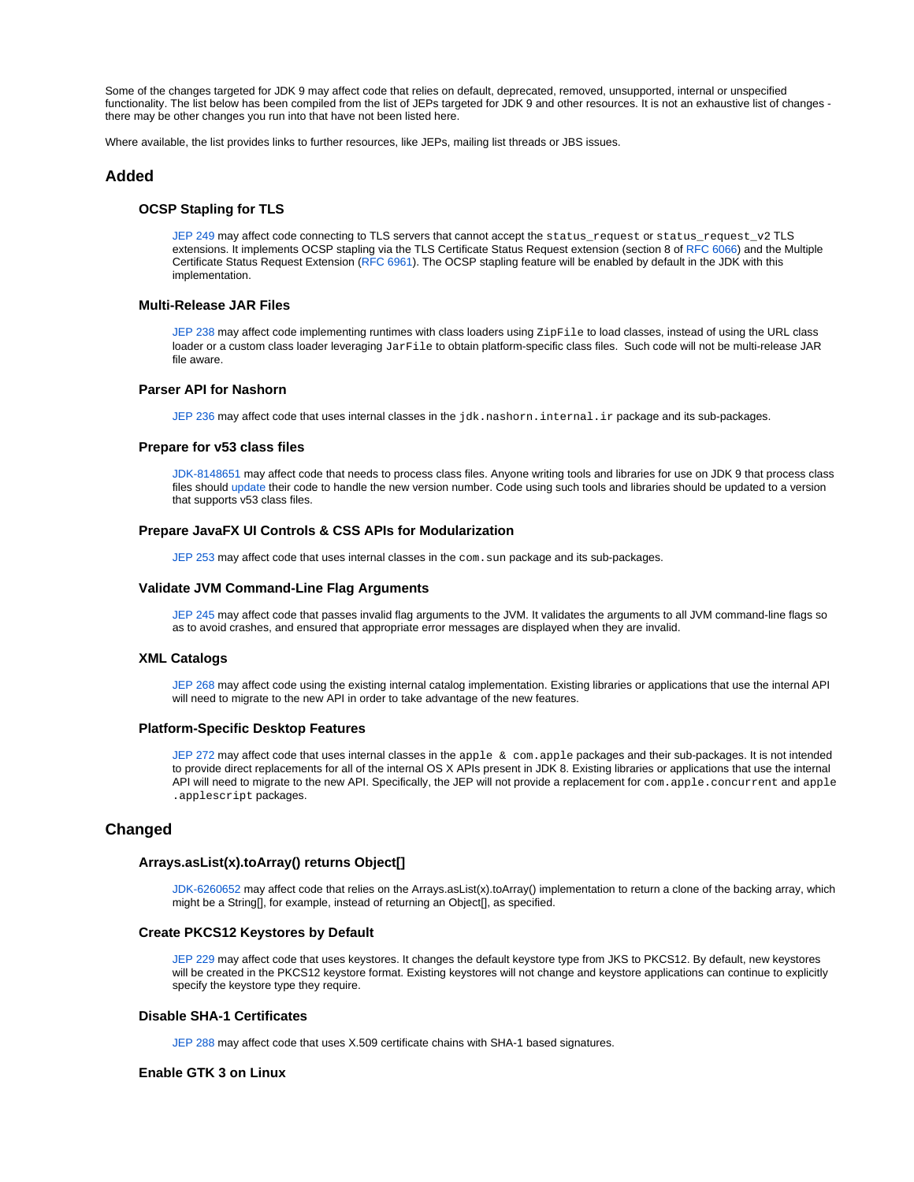Some of the changes targeted for JDK 9 may affect code that relies on default, deprecated, removed, unsupported, internal or unspecified functionality. The list below has been compiled from the list of JEPs targeted for JDK 9 and other resources. It is not an exhaustive list of changes - there may be other changes you run into that have not been listed here.

Where available, the list provides links to further resources, like JEPs, mailing list threads or JBS issues.

## Added

### OCSP Stapling for TLS

JEP 249 may affect code connecting to TLS servers that cannot accept the `status_request` or `status_request_v2` TLS extensions. It implements OCSP stapling via the TLS Certificate Status Request extension (section 8 of RFC 6066) and the Multiple Certificate Status Request Extension (RFC 6961). The OCSP stapling feature will be enabled by default in the JDK with this implementation.

### Multi-Release JAR Files

JEP 238 may affect code implementing runtimes with class loaders using `ZipFile` to load classes, instead of using the URL class loader or a custom class loader leveraging `JarFile` to obtain platform-specific class files. Such code will not be multi-release JAR file aware.

### Parser API for Nashorn

JEP 236 may affect code that uses internal classes in the `jdk.nashorn.internal.ir` package and its sub-packages.

### Prepare for v53 class files

JDK-8148651 may affect code that needs to process class files. Anyone writing tools and libraries for use on JDK 9 that process class files should update their code to handle the new version number. Code using such tools and libraries should be updated to a version that supports v53 class files.

### Prepare JavaFX UI Controls & CSS APIs for Modularization

JEP 253 may affect code that uses internal classes in the `com.sun` package and its sub-packages.

### Validate JVM Command-Line Flag Arguments

JEP 245 may affect code that passes invalid flag arguments to the JVM. It validates the arguments to all JVM command-line flags so as to avoid crashes, and ensured that appropriate error messages are displayed when they are invalid.

### XML Catalogs

JEP 268 may affect code using the existing internal catalog implementation. Existing libraries or applications that use the internal API will need to migrate to the new API in order to take advantage of the new features.

### Platform-Specific Desktop Features

JEP 272 may affect code that uses internal classes in the `apple & com.apple` packages and their sub-packages. It is not intended to provide direct replacements for all of the internal OS X APIs present in JDK 8. Existing libraries or applications that use the internal API will need to migrate to the new API. Specifically, the JEP will not provide a replacement for `com.apple.concurrent` and `apple.applescript` packages.

## Changed

### Arrays.asList(x).toArray() returns Object[]

JDK-6260652 may affect code that relies on the Arrays.asList(x).toArray() implementation to return a clone of the backing array, which might be a String[], for example, instead of returning an Object[], as specified.

### Create PKCS12 Keystores by Default

JEP 229 may affect code that uses keystores. It changes the default keystore type from JKS to PKCS12. By default, new keystores will be created in the PKCS12 keystore format. Existing keystores will not change and keystore applications can continue to explicitly specify the keystore type they require.

### Disable SHA-1 Certificates

JEP 288 may affect code that uses X.509 certificate chains with SHA-1 based signatures.

### Enable GTK 3 on Linux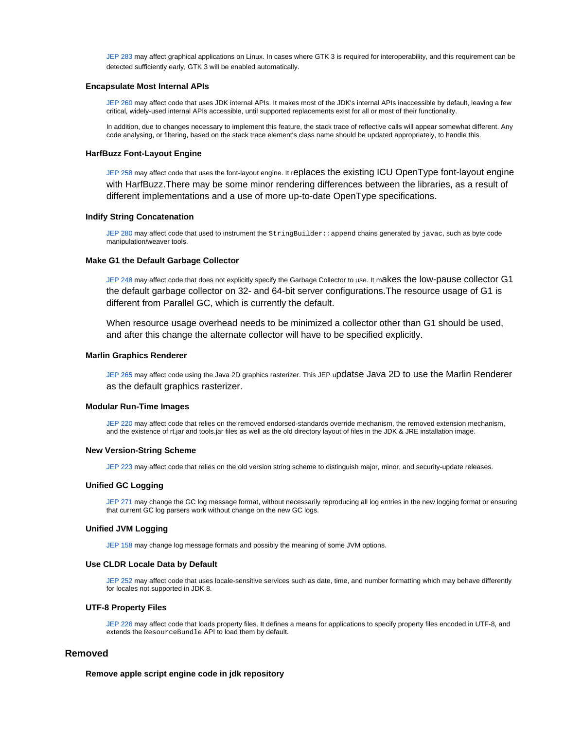JEP 283 may affect graphical applications on Linux. In cases where GTK 3 is required for interoperability, and this requirement can be detected sufficiently early, GTK 3 will be enabled automatically.

### Encapsulate Most Internal APIs

JEP 260 may affect code that uses JDK internal APIs. It makes most of the JDK's internal APIs inaccessible by default, leaving a few critical, widely-used internal APIs accessible, until supported replacements exist for all or most of their functionality.

In addition, due to changes necessary to implement this feature, the stack trace of reflective calls will appear somewhat different. Any code analysing, or filtering, based on the stack trace element's class name should be updated appropriately, to handle this.

### HarfBuzz Font-Layout Engine

JEP 258 may affect code that uses the font-layout engine. It replaces the existing ICU OpenType font-layout engine with HarfBuzz.There may be some minor rendering differences between the libraries, as a result of different implementations and a use of more up-to-date OpenType specifications.

### Indify String Concatenation

JEP 280 may affect code that used to instrument the `StringBuilder::append` chains generated by `javac`, such as byte code manipulation/weaver tools.

### Make G1 the Default Garbage Collector

JEP 248 may affect code that does not explicitly specify the Garbage Collector to use. It makes the low-pause collector G1 the default garbage collector on 32- and 64-bit server configurations.The resource usage of G1 is different from Parallel GC, which is currently the default.

When resource usage overhead needs to be minimized a collector other than G1 should be used, and after this change the alternate collector will have to be specified explicitly.

### Marlin Graphics Renderer

JEP 265 may affect code using the Java 2D graphics rasterizer. This JEP updatse Java 2D to use the Marlin Renderer as the default graphics rasterizer.

### Modular Run-Time Images

JEP 220 may affect code that relies on the removed endorsed-standards override mechanism, the removed extension mechanism, and the existence of rt.jar and tools.jar files as well as the old directory layout of files in the JDK & JRE installation image.

### New Version-String Scheme

JEP 223 may affect code that relies on the old version string scheme to distinguish major, minor, and security-update releases.

### Unified GC Logging

JEP 271 may change the GC log message format, without necessarily reproducing all log entries in the new logging format or ensuring that current GC log parsers work without change on the new GC logs.

### Unified JVM Logging

JEP 158 may change log message formats and possibly the meaning of some JVM options.

### Use CLDR Locale Data by Default

JEP 252 may affect code that uses locale-sensitive services such as date, time, and number formatting which may behave differently for locales not supported in JDK 8.

### UTF-8 Property Files

JEP 226 may affect code that loads property files. It defines a means for applications to specify property files encoded in UTF-8, and extends the `ResourceBundle` API to load them by default.

## Removed

### Remove apple script engine code in jdk repository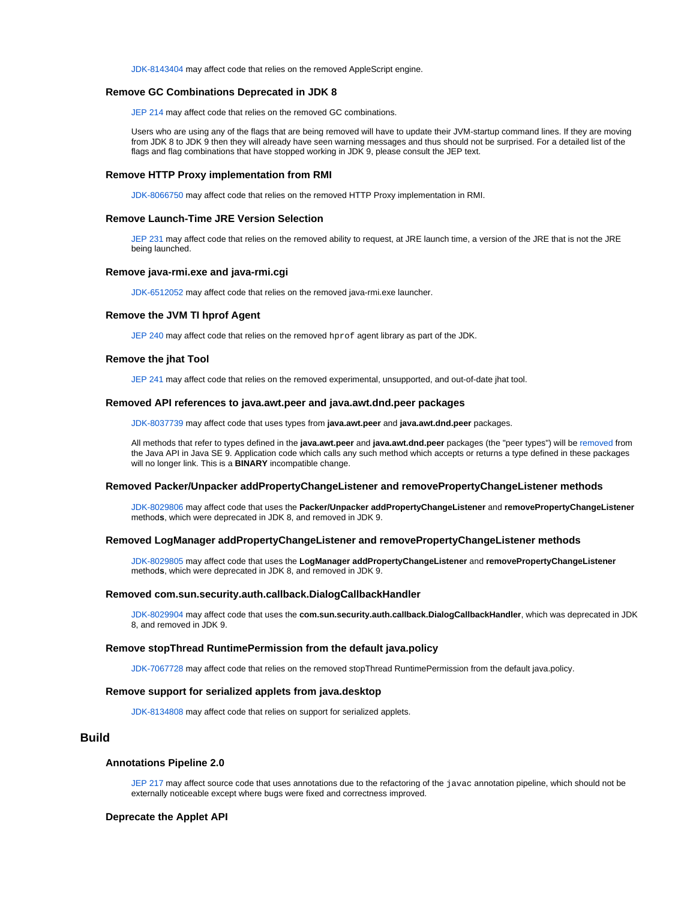JDK-8143404 may affect code that relies on the removed AppleScript engine.

### Remove GC Combinations Deprecated in JDK 8

JEP 214 may affect code that relies on the removed GC combinations.

Users who are using any of the flags that are being removed will have to update their JVM-startup command lines. If they are moving from JDK 8 to JDK 9 then they will already have seen warning messages and thus should not be surprised. For a detailed list of the flags and flag combinations that have stopped working in JDK 9, please consult the JEP text.

### Remove HTTP Proxy implementation from RMI

JDK-8066750 may affect code that relies on the removed HTTP Proxy implementation in RMI.

### Remove Launch-Time JRE Version Selection

JEP 231 may affect code that relies on the removed ability to request, at JRE launch time, a version of the JRE that is not the JRE being launched.

### Remove java-rmi.exe and java-rmi.cgi

JDK-6512052 may affect code that relies on the removed java-rmi.exe launcher.

### Remove the JVM TI hprof Agent

JEP 240 may affect code that relies on the removed `hprof` agent library as part of the JDK.

### Remove the jhat Tool

JEP 241 may affect code that relies on the removed experimental, unsupported, and out-of-date jhat tool.

### Removed API references to java.awt.peer and java.awt.dnd.peer packages

JDK-8037739 may affect code that uses types from **java.awt.peer** and **java.awt.dnd.peer** packages.

All methods that refer to types defined in the **java.awt.peer** and **java.awt.dnd.peer** packages (the "peer types") will be removed from the Java API in Java SE 9. Application code which calls any such method which accepts or returns a type defined in these packages will no longer link. This is a **BINARY** incompatible change.

### Removed Packer/Unpacker addPropertyChangeListener and removePropertyChangeListener methods

JDK-8029806 may affect code that uses the **Packer/Unpacker addPropertyChangeListener** and **removePropertyChangeListener** method**s**, which were deprecated in JDK 8, and removed in JDK 9.

### Removed LogManager addPropertyChangeListener and removePropertyChangeListener methods

JDK-8029805 may affect code that uses the **LogManager addPropertyChangeListener** and **removePropertyChangeListener** method**s**, which were deprecated in JDK 8, and removed in JDK 9.

### Removed com.sun.security.auth.callback.DialogCallbackHandler

JDK-8029904 may affect code that uses the **com.sun.security.auth.callback.DialogCallbackHandler**, which was deprecated in JDK 8, and removed in JDK 9.

### Remove stopThread RuntimePermission from the default java.policy

JDK-7067728 may affect code that relies on the removed stopThread RuntimePermission from the default java.policy.

### Remove support for serialized applets from java.desktop

JDK-8134808 may affect code that relies on support for serialized applets.

## Build

### Annotations Pipeline 2.0

JEP 217 may affect source code that uses annotations due to the refactoring of the `javac` annotation pipeline, which should not be externally noticeable except where bugs were fixed and correctness improved.

### Deprecate the Applet API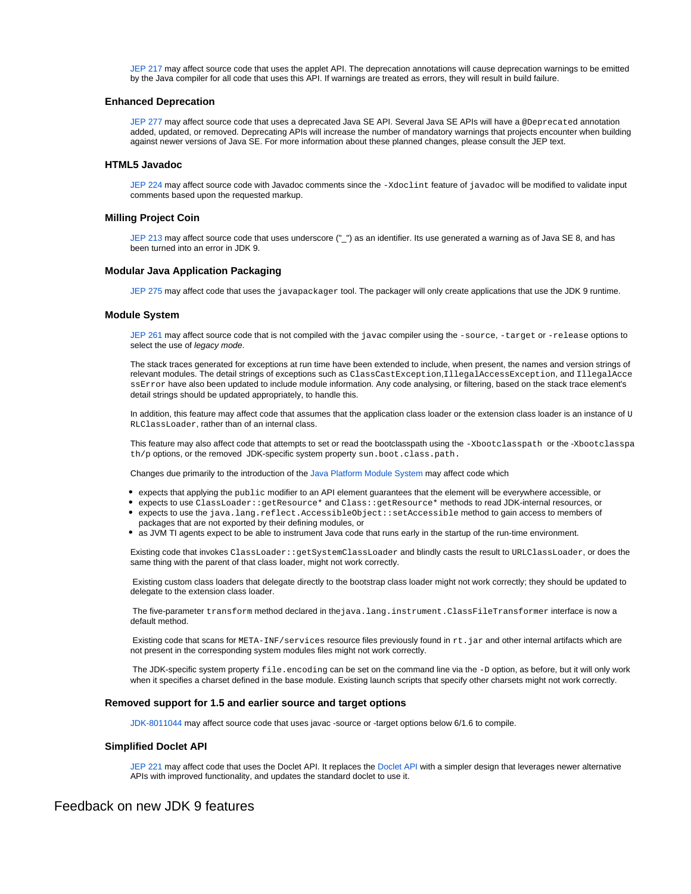JEP 217 may affect source code that uses the applet API. The deprecation annotations will cause deprecation warnings to be emitted by the Java compiler for all code that uses this API. If warnings are treated as errors, they will result in build failure.

### Enhanced Deprecation

JEP 277 may affect source code that uses a deprecated Java SE API. Several Java SE APIs will have a `@Deprecated` annotation added, updated, or removed. Deprecating APIs will increase the number of mandatory warnings that projects encounter when building against newer versions of Java SE. For more information about these planned changes, please consult the JEP text.

### HTML5 Javadoc

JEP 224 may affect source code with Javadoc comments since the `-Xdoclint` feature of `javadoc` will be modified to validate input comments based upon the requested markup.

### Milling Project Coin

JEP 213 may affect source code that uses underscore ("_") as an identifier. Its use generated a warning as of Java SE 8, and has been turned into an error in JDK 9.

### Modular Java Application Packaging

JEP 275 may affect code that uses the `javapackager` tool. The packager will only create applications that use the JDK 9 runtime.

### Module System

JEP 261 may affect source code that is not compiled with the `javac` compiler using the `-source`, `-target` or `-release` options to select the use of *legacy mode*.

The stack traces generated for exceptions at run time have been extended to include, when present, the names and version strings of relevant modules. The detail strings of exceptions such as `ClassCastException`,`IllegalAccessException`, and `IllegalAccessError` have also been updated to include module information. Any code analysing, or filtering, based on the stack trace element's detail strings should be updated appropriately, to handle this.

In addition, this feature may affect code that assumes that the application class loader or the extension class loader is an instance of `URLClassLoader`, rather than of an internal class.

This feature may also affect code that attempts to set or read the bootclasspath using the `-Xbootclasspath` or the `-Xbootclasspath/p` options, or the removed JDK-specific system property `sun.boot.class.path.`

Changes due primarily to the introduction of the Java Platform Module System may affect code which

- expects that applying the `public` modifier to an API element guarantees that the element will be everywhere accessible, or
- expects to use `ClassLoader::getResource*` and `Class::getResource*` methods to read JDK-internal resources, or
- expects to use the `java.lang.reflect.AccessibleObject::setAccessible` method to gain access to members of packages that are not exported by their defining modules, or
- as JVM TI agents expect to be able to instrument Java code that runs early in the startup of the run-time environment.

Existing code that invokes `ClassLoader::getSystemClassLoader` and blindly casts the result to `URLClassLoader`, or does the same thing with the parent of that class loader, might not work correctly.

Existing custom class loaders that delegate directly to the bootstrap class loader might not work correctly; they should be updated to delegate to the extension class loader.

The five-parameter `transform` method declared in the`java.lang.instrument.ClassFileTransformer` interface is now a default method.

Existing code that scans for `META-INF/services` resource files previously found in `rt.jar` and other internal artifacts which are not present in the corresponding system modules files might not work correctly.

The JDK-specific system property `file.encoding` can be set on the command line via the `-D` option, as before, but it will only work when it specifies a charset defined in the base module. Existing launch scripts that specify other charsets might not work correctly.

### Removed support for 1.5 and earlier source and target options

JDK-8011044 may affect source code that uses javac -source or -target options below 6/1.6 to compile.

### Simplified Doclet API

JEP 221 may affect code that uses the Doclet API. It replaces the Doclet API with a simpler design that leverages newer alternative APIs with improved functionality, and updates the standard doclet to use it.

## Feedback on new JDK 9 features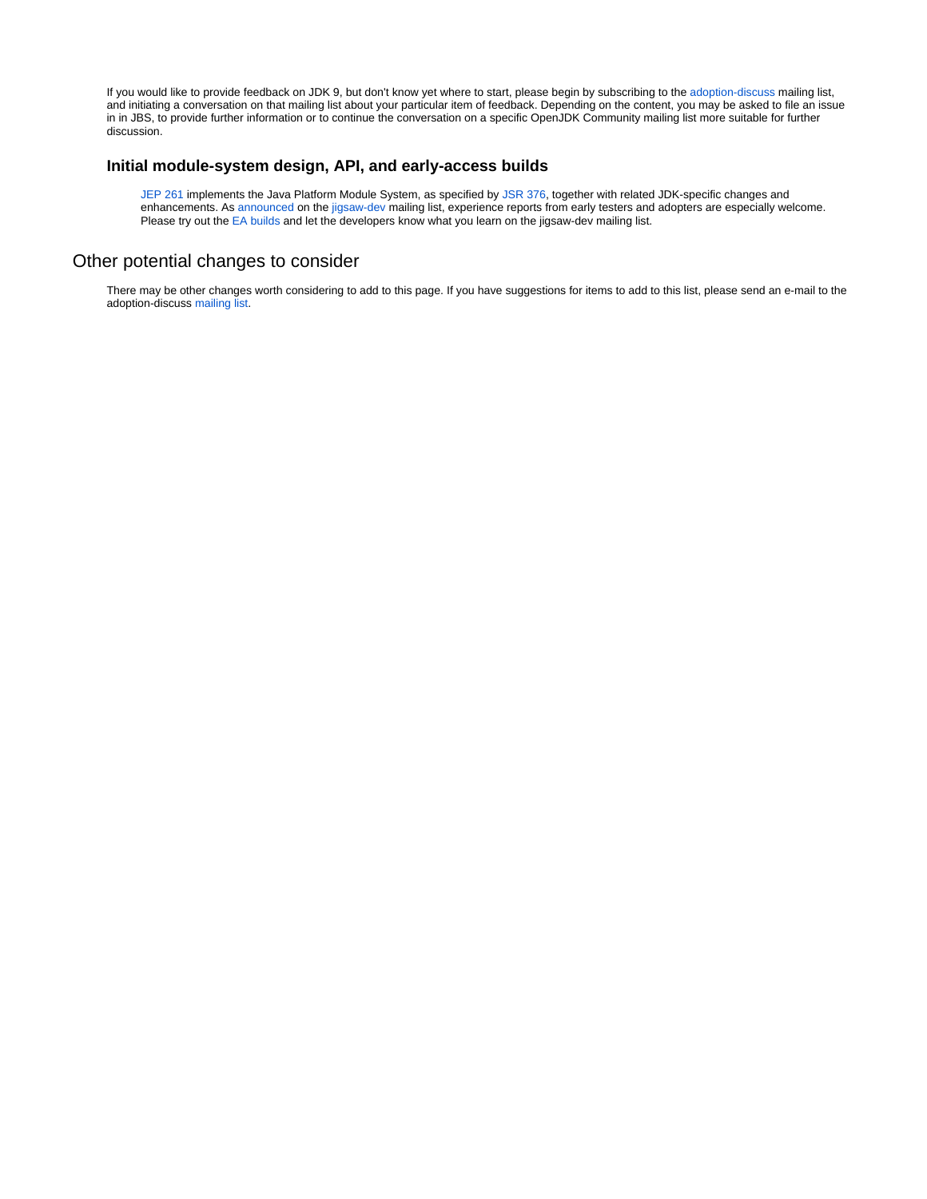If you would like to provide feedback on JDK 9, but don't know yet where to start, please begin by subscribing to the adoption-discuss mailing list, and initiating a conversation on that mailing list about your particular item of feedback. Depending on the content, you may be asked to file an issue in in JBS, to provide further information or to continue the conversation on a specific OpenJDK Community mailing list more suitable for further discussion.

### Initial module-system design, API, and early-access builds

JEP 261 implements the Java Platform Module System, as specified by JSR 376, together with related JDK-specific changes and enhancements. As announced on the jigsaw-dev mailing list, experience reports from early testers and adopters are especially welcome. Please try out the EA builds and let the developers know what you learn on the jigsaw-dev mailing list.

## Other potential changes to consider

There may be other changes worth considering to add to this page. If you have suggestions for items to add to this list, please send an e-mail to the adoption-discuss mailing list.